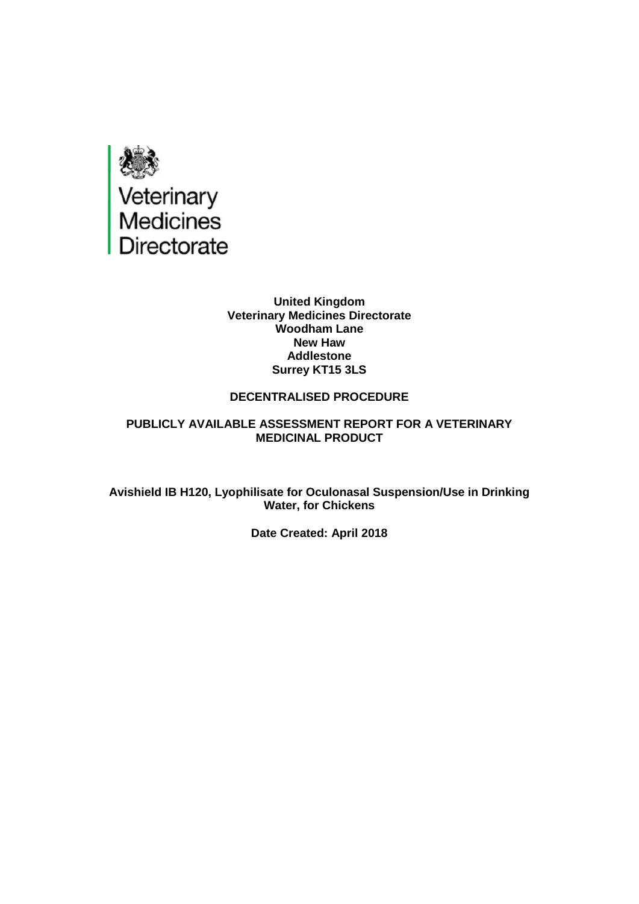Veterinary Medicines Directorate

**United Kingdom**
**Veterinary Medicines Directorate**
**Woodham Lane**
**New Haw**
**Addlestone**
**Surrey KT15 3LS**

**DECENTRALISED PROCEDURE**

**PUBLICLY AVAILABLE ASSESSMENT REPORT FOR A VETERINARY MEDICINAL PRODUCT**

**Avishield IB H120, Lyophilisate for Oculonasal Suspension/Use in Drinking Water, for Chickens**

**Date Created: April 2018**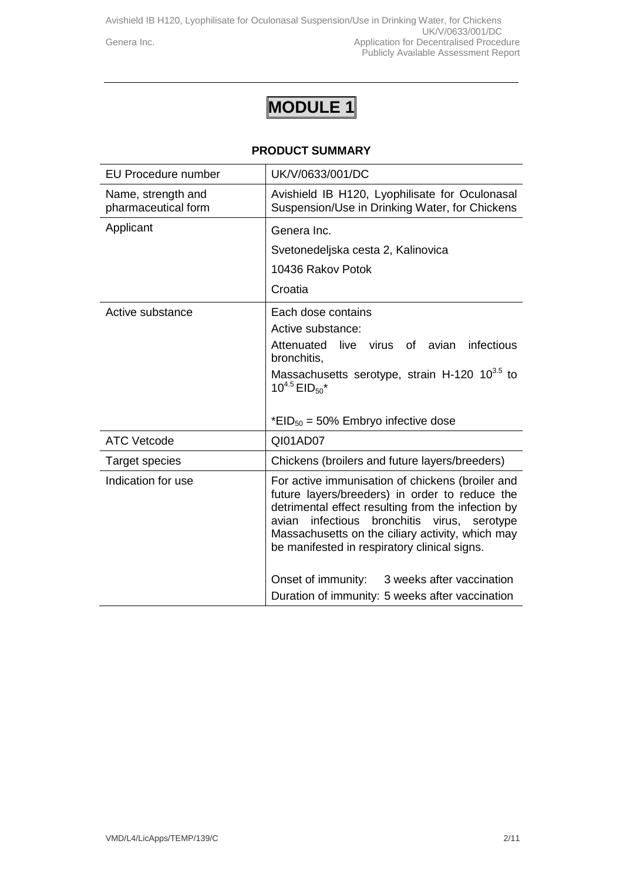# MODULE 1

## PRODUCT SUMMARY

| EU Procedure number | UK/V/0633/001/DC |
|---|---|
| Name, strength and pharmaceutical form | Avishield IB H120, Lyophilisate for Oculonasal Suspension/Use in Drinking Water, for Chickens |
| Applicant | Genera Inc.<br>Svetonedeljska cesta 2, Kalinovica<br>10436 Rakov Potok<br>Croatia |
| Active substance | Each dose contains<br>Active substance:<br>Attenuated live virus of avian infectious bronchitis,<br>Massachusetts serotype, strain H-120 $10^{3.5}$ to $10^{4.5}$ $EID_{50}$*<br><br>*$EID_{50}$ = 50% Embryo infective dose |
| ATC Vetcode | QI01AD07 |
| Target species | Chickens (broilers and future layers/breeders) |
| Indication for use | For active immunisation of chickens (broiler and future layers/breeders) in order to reduce the detrimental effect resulting from the infection by avian infectious bronchitis virus, serotype Massachusetts on the ciliary activity, which may be manifested in respiratory clinical signs.<br><br>Onset of immunity: 3 weeks after vaccination<br>Duration of immunity: 5 weeks after vaccination |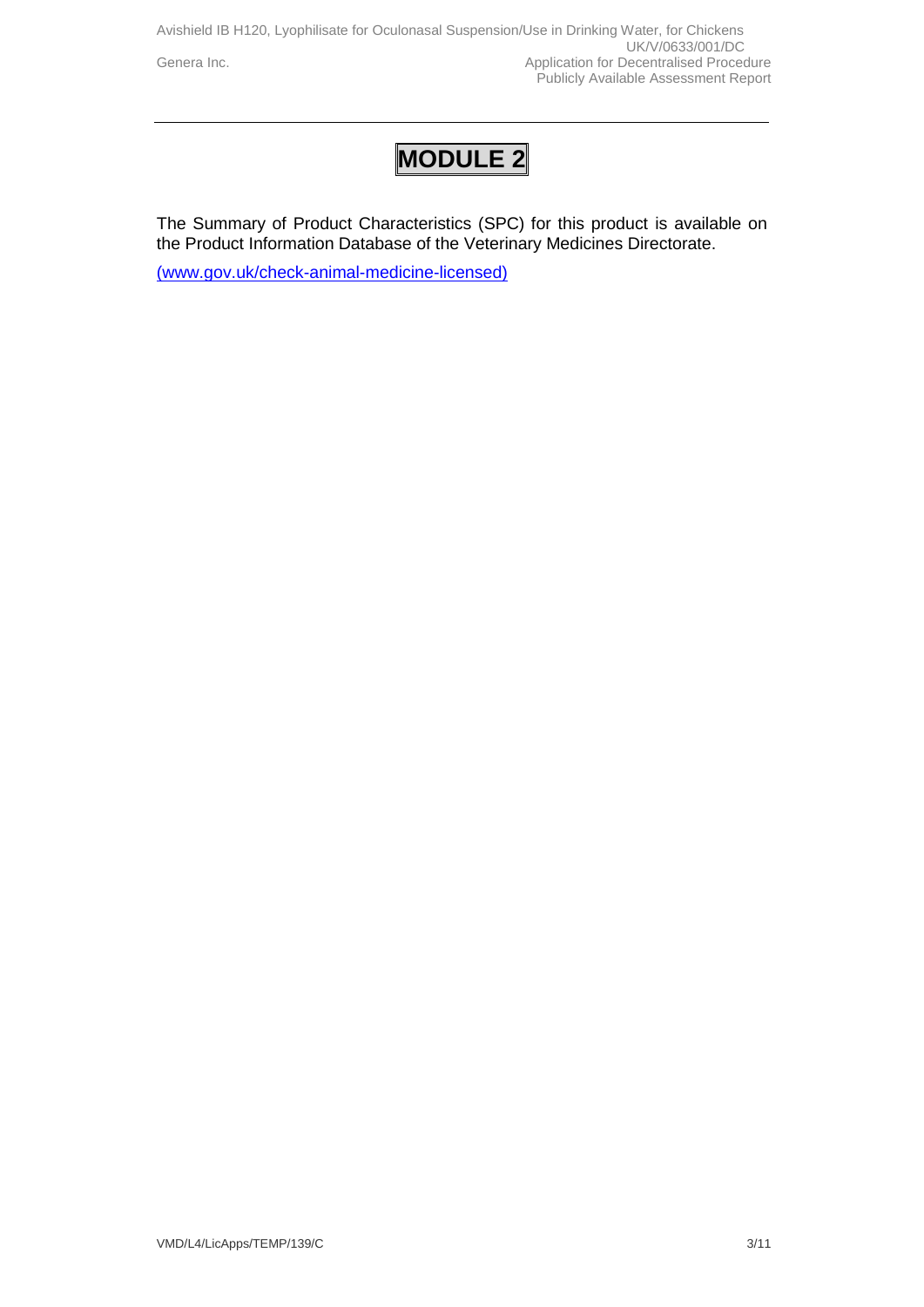# MODULE 2

The Summary of Product Characteristics (SPC) for this product is available on the Product Information Database of the Veterinary Medicines Directorate.

(www.gov.uk/check-animal-medicine-licensed)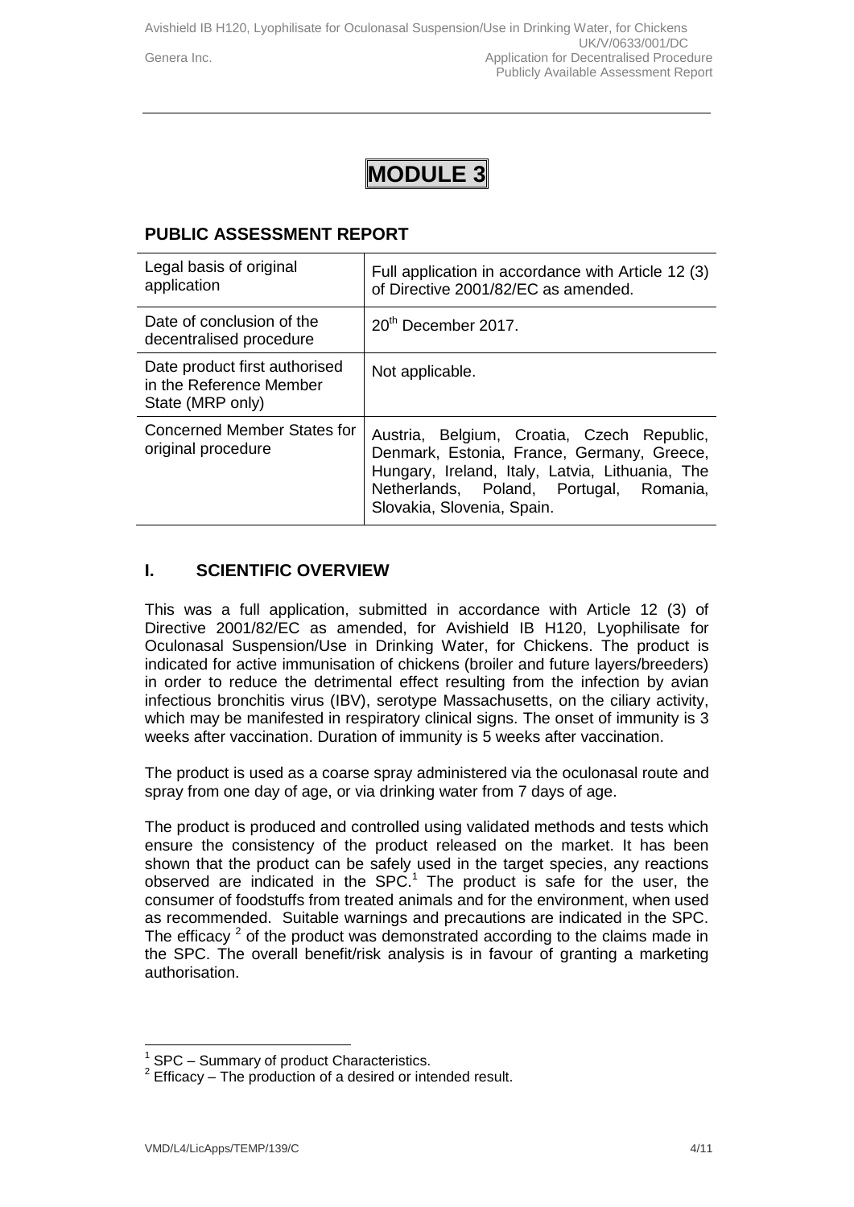# MODULE 3

## PUBLIC ASSESSMENT REPORT

| Legal basis of original application | Full application in accordance with Article 12 (3) of Directive 2001/82/EC as amended. |
|---|---|
| Date of conclusion of the decentralised procedure | 20th December 2017. |
| Date product first authorised in the Reference Member State (MRP only) | Not applicable. |
| Concerned Member States for original procedure | Austria, Belgium, Croatia, Czech Republic, Denmark, Estonia, France, Germany, Greece, Hungary, Ireland, Italy, Latvia, Lithuania, The Netherlands, Poland, Portugal, Romania, Slovakia, Slovenia, Spain. |

## I. SCIENTIFIC OVERVIEW

This was a full application, submitted in accordance with Article 12 (3) of Directive 2001/82/EC as amended, for Avishield IB H120, Lyophilisate for Oculonasal Suspension/Use in Drinking Water, for Chickens. The product is indicated for active immunisation of chickens (broiler and future layers/breeders) in order to reduce the detrimental effect resulting from the infection by avian infectious bronchitis virus (IBV), serotype Massachusetts, on the ciliary activity, which may be manifested in respiratory clinical signs. The onset of immunity is 3 weeks after vaccination. Duration of immunity is 5 weeks after vaccination.

The product is used as a coarse spray administered via the oculonasal route and spray from one day of age, or via drinking water from 7 days of age.

The product is produced and controlled using validated methods and tests which ensure the consistency of the product released on the market. It has been shown that the product can be safely used in the target species, any reactions observed are indicated in the SPC.[1] The product is safe for the user, the consumer of foodstuffs from treated animals and for the environment, when used as recommended. Suitable warnings and precautions are indicated in the SPC. The efficacy [2] of the product was demonstrated according to the claims made in the SPC. The overall benefit/risk analysis is in favour of granting a marketing authorisation.

---

[1] SPC – Summary of product Characteristics.
[2] Efficacy – The production of a desired or intended result.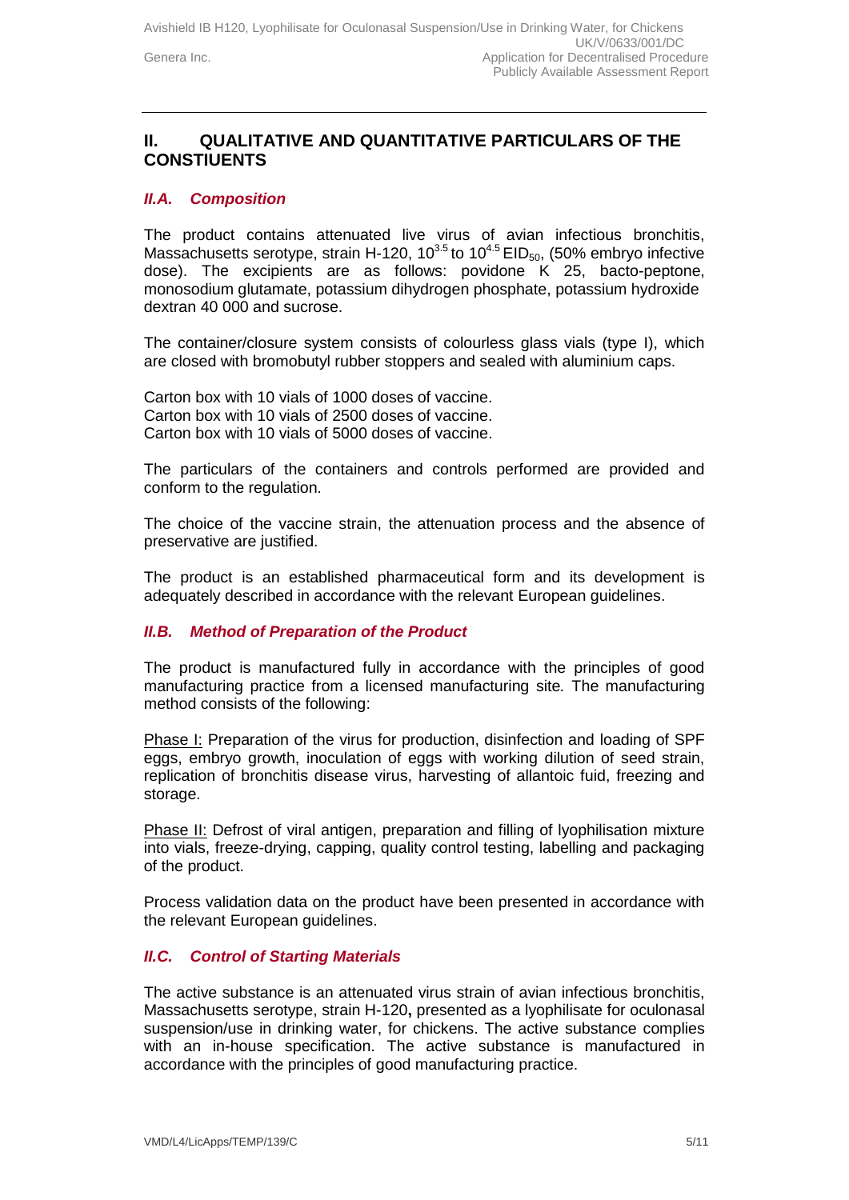## II. QUALITATIVE AND QUANTITATIVE PARTICULARS OF THE CONSTIUENTS

### *II.A. Composition*

The product contains attenuated live virus of avian infectious bronchitis, Massachusetts serotype, strain H-120, $10^{3.5}$ to $10^{4.5}$ $EID_{50}$, (50% embryo infective dose). The excipients are as follows: povidone K 25, bacto-peptone, monosodium glutamate, potassium dihydrogen phosphate, potassium hydroxide dextran 40 000 and sucrose.

The container/closure system consists of colourless glass vials (type I), which are closed with bromobutyl rubber stoppers and sealed with aluminium caps.

Carton box with 10 vials of 1000 doses of vaccine.
Carton box with 10 vials of 2500 doses of vaccine.
Carton box with 10 vials of 5000 doses of vaccine.

The particulars of the containers and controls performed are provided and conform to the regulation.

The choice of the vaccine strain, the attenuation process and the absence of preservative are justified.

The product is an established pharmaceutical form and its development is adequately described in accordance with the relevant European guidelines.

### *II.B. Method of Preparation of the Product*

The product is manufactured fully in accordance with the principles of good manufacturing practice from a licensed manufacturing site. The manufacturing method consists of the following:

Phase I: Preparation of the virus for production, disinfection and loading of SPF eggs, embryo growth, inoculation of eggs with working dilution of seed strain, replication of bronchitis disease virus, harvesting of allantoic fuid, freezing and storage.

Phase II: Defrost of viral antigen, preparation and filling of lyophilisation mixture into vials, freeze-drying, capping, quality control testing, labelling and packaging of the product.

Process validation data on the product have been presented in accordance with the relevant European guidelines.

### *II.C. Control of Starting Materials*

The active substance is an attenuated virus strain of avian infectious bronchitis, Massachusetts serotype, strain H-120**,** presented as a lyophilisate for oculonasal suspension/use in drinking water, for chickens. The active substance complies with an in-house specification. The active substance is manufactured in accordance with the principles of good manufacturing practice.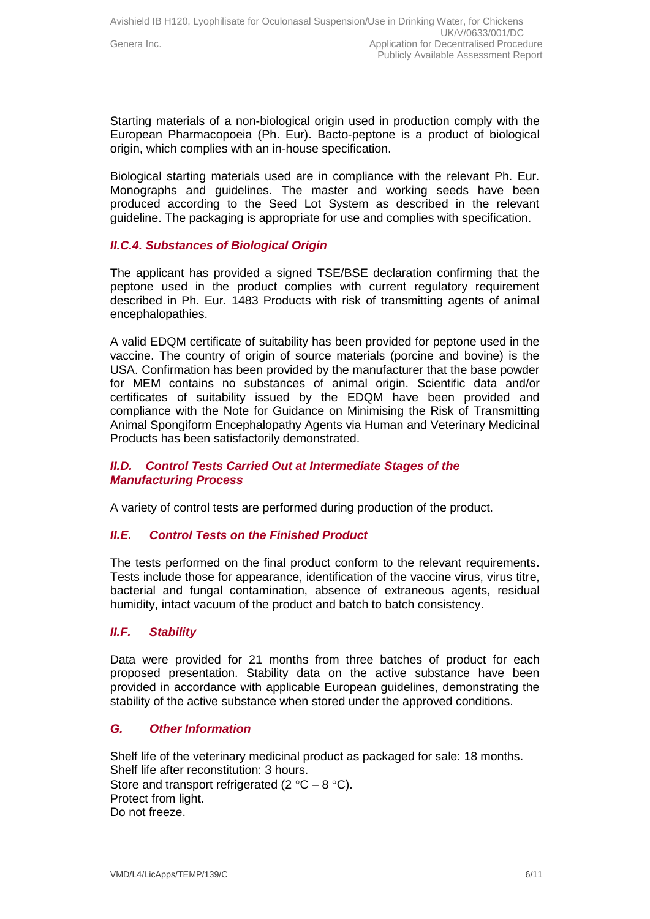Starting materials of a non-biological origin used in production comply with the European Pharmacopoeia (Ph. Eur). Bacto-peptone is a product of biological origin, which complies with an in-house specification.

Biological starting materials used are in compliance with the relevant Ph. Eur. Monographs and guidelines. The master and working seeds have been produced according to the Seed Lot System as described in the relevant guideline. The packaging is appropriate for use and complies with specification.

### *II.C.4. Substances of Biological Origin*

The applicant has provided a signed TSE/BSE declaration confirming that the peptone used in the product complies with current regulatory requirement described in Ph. Eur. 1483 Products with risk of transmitting agents of animal encephalopathies.

A valid EDQM certificate of suitability has been provided for peptone used in the vaccine. The country of origin of source materials (porcine and bovine) is the USA. Confirmation has been provided by the manufacturer that the base powder for MEM contains no substances of animal origin. Scientific data and/or certificates of suitability issued by the EDQM have been provided and compliance with the Note for Guidance on Minimising the Risk of Transmitting Animal Spongiform Encephalopathy Agents via Human and Veterinary Medicinal Products has been satisfactorily demonstrated.

### *II.D. Control Tests Carried Out at Intermediate Stages of the Manufacturing Process*

A variety of control tests are performed during production of the product.

### *II.E. Control Tests on the Finished Product*

The tests performed on the final product conform to the relevant requirements. Tests include those for appearance, identification of the vaccine virus, virus titre, bacterial and fungal contamination, absence of extraneous agents, residual humidity, intact vacuum of the product and batch to batch consistency.

### *II.F. Stability*

Data were provided for 21 months from three batches of product for each proposed presentation. Stability data on the active substance have been provided in accordance with applicable European guidelines, demonstrating the stability of the active substance when stored under the approved conditions.

### *G. Other Information*

Shelf life of the veterinary medicinal product as packaged for sale: 18 months.
Shelf life after reconstitution: 3 hours.
Store and transport refrigerated (2 °C – 8 °C).
Protect from light.
Do not freeze.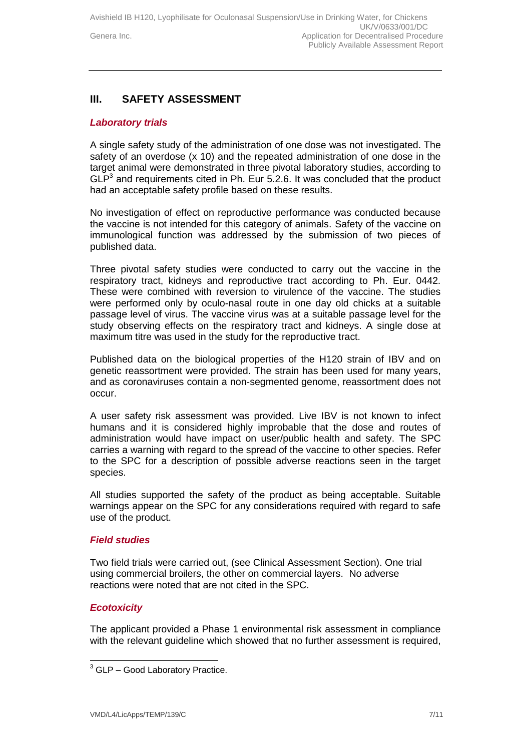## III. SAFETY ASSESSMENT

### *Laboratory trials*

A single safety study of the administration of one dose was not investigated. The safety of an overdose (x 10) and the repeated administration of one dose in the target animal were demonstrated in three pivotal laboratory studies, according to GLP[3] and requirements cited in Ph. Eur 5.2.6. It was concluded that the product had an acceptable safety profile based on these results.

No investigation of effect on reproductive performance was conducted because the vaccine is not intended for this category of animals. Safety of the vaccine on immunological function was addressed by the submission of two pieces of published data.

Three pivotal safety studies were conducted to carry out the vaccine in the respiratory tract, kidneys and reproductive tract according to Ph. Eur. 0442. These were combined with reversion to virulence of the vaccine. The studies were performed only by oculo-nasal route in one day old chicks at a suitable passage level of virus. The vaccine virus was at a suitable passage level for the study observing effects on the respiratory tract and kidneys. A single dose at maximum titre was used in the study for the reproductive tract.

Published data on the biological properties of the H120 strain of IBV and on genetic reassortment were provided. The strain has been used for many years, and as coronaviruses contain a non-segmented genome, reassortment does not occur.

A user safety risk assessment was provided. Live IBV is not known to infect humans and it is considered highly improbable that the dose and routes of administration would have impact on user/public health and safety. The SPC carries a warning with regard to the spread of the vaccine to other species. Refer to the SPC for a description of possible adverse reactions seen in the target species.

All studies supported the safety of the product as being acceptable. Suitable warnings appear on the SPC for any considerations required with regard to safe use of the product.

### *Field studies*

Two field trials were carried out, (see Clinical Assessment Section). One trial using commercial broilers, the other on commercial layers. No adverse reactions were noted that are not cited in the SPC.

### *Ecotoxicity*

The applicant provided a Phase 1 environmental risk assessment in compliance with the relevant guideline which showed that no further assessment is required,

---

[3] GLP – Good Laboratory Practice.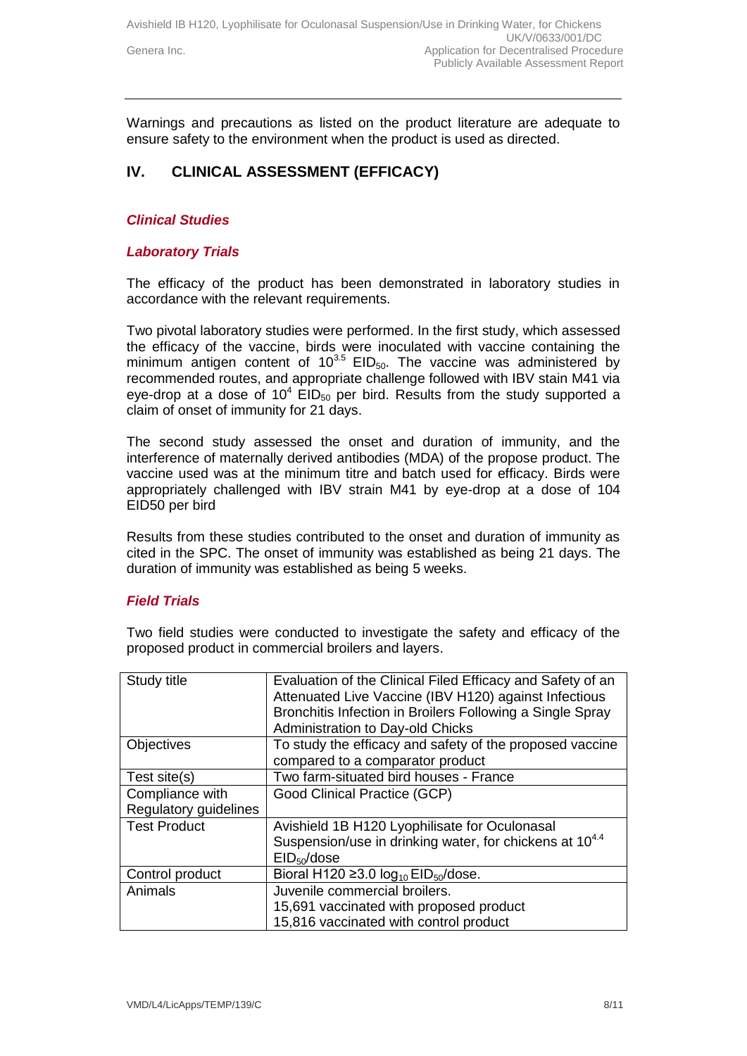Warnings and precautions as listed on the product literature are adequate to ensure safety to the environment when the product is used as directed.

## IV. CLINICAL ASSESSMENT (EFFICACY)

### *Clinical Studies*

### *Laboratory Trials*

The efficacy of the product has been demonstrated in laboratory studies in accordance with the relevant requirements.

Two pivotal laboratory studies were performed. In the first study, which assessed the efficacy of the vaccine, birds were inoculated with vaccine containing the minimum antigen content of $10^{3.5}$ $EID_{50}$. The vaccine was administered by recommended routes, and appropriate challenge followed with IBV stain M41 via eye-drop at a dose of $10^4$ $EID_{50}$ per bird. Results from the study supported a claim of onset of immunity for 21 days.

The second study assessed the onset and duration of immunity, and the interference of maternally derived antibodies (MDA) of the propose product. The vaccine used was at the minimum titre and batch used for efficacy. Birds were appropriately challenged with IBV strain M41 by eye-drop at a dose of 104 EID50 per bird

Results from these studies contributed to the onset and duration of immunity as cited in the SPC. The onset of immunity was established as being 21 days. The duration of immunity was established as being 5 weeks.

### *Field Trials*

Two field studies were conducted to investigate the safety and efficacy of the proposed product in commercial broilers and layers.

| Study title | Evaluation of the Clinical Filed Efficacy and Safety of an Attenuated Live Vaccine (IBV H120) against Infectious Bronchitis Infection in Broilers Following a Single Spray Administration to Day-old Chicks |
|---|---|
| Objectives | To study the efficacy and safety of the proposed vaccine compared to a comparator product |
| Test site(s) | Two farm-situated bird houses - France |
| Compliance with Regulatory guidelines | Good Clinical Practice (GCP) |
| Test Product | Avishield 1B H120 Lyophilisate for Oculonasal Suspension/use in drinking water, for chickens at $10^{4.4}$ $EID_{50}$/dose |
| Control product | Bioral H120 ≥3.0 $\log_{10}$ $EID_{50}$/dose. |
| Animals | Juvenile commercial broilers.<br>15,691 vaccinated with proposed product<br>15,816 vaccinated with control product |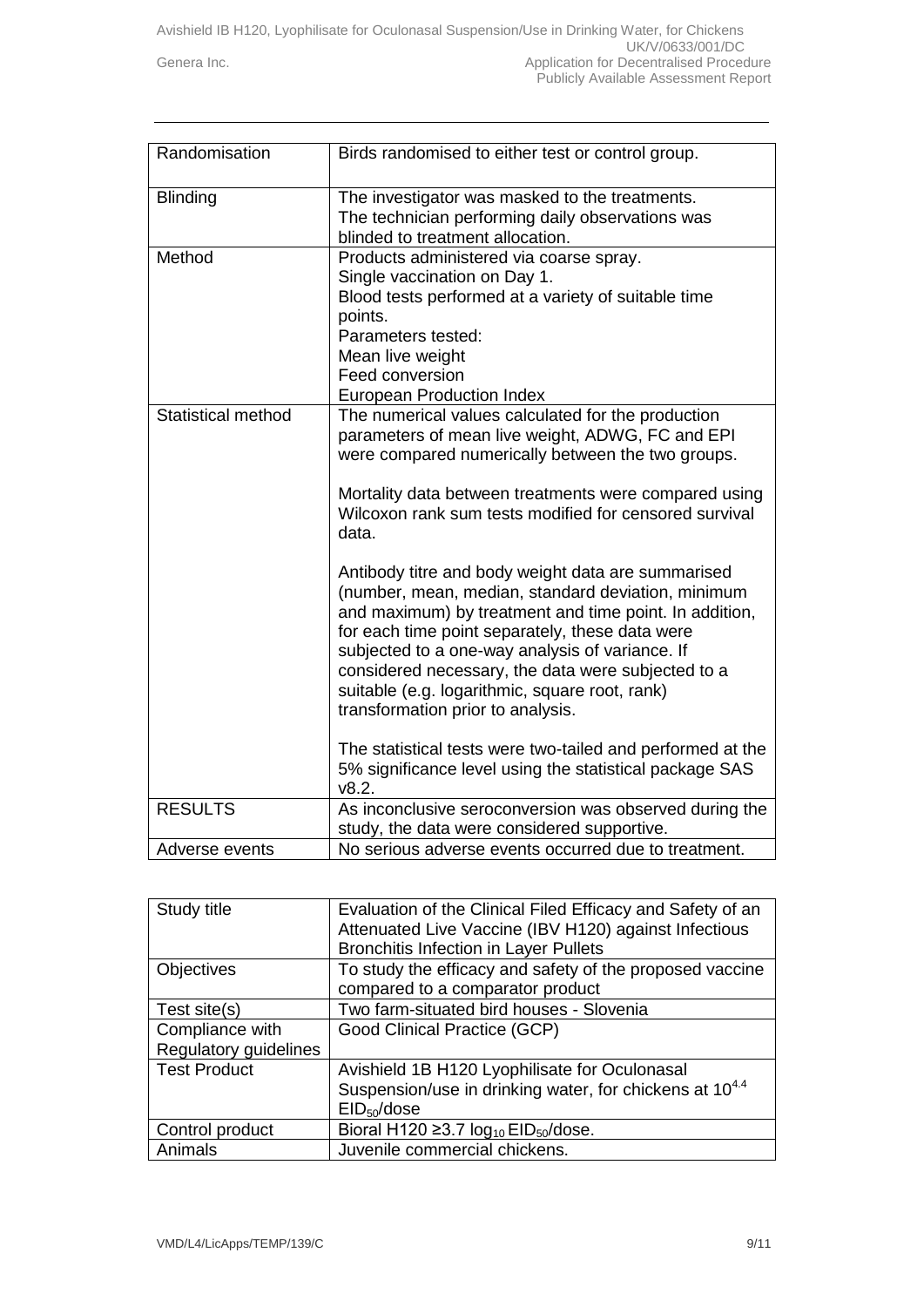| | |
|---|---|
| Randomisation | Birds randomised to either test or control group. |
| Blinding | The investigator was masked to the treatments.<br>The technician performing daily observations was blinded to treatment allocation. |
| Method | Products administered via coarse spray.<br>Single vaccination on Day 1.<br>Blood tests performed at a variety of suitable time points.<br>Parameters tested:<br>Mean live weight<br>Feed conversion<br>European Production Index |
| Statistical method | The numerical values calculated for the production parameters of mean live weight, ADWG, FC and EPI were compared numerically between the two groups.<br><br>Mortality data between treatments were compared using Wilcoxon rank sum tests modified for censored survival data.<br><br>Antibody titre and body weight data are summarised (number, mean, median, standard deviation, minimum and maximum) by treatment and time point. In addition, for each time point separately, these data were subjected to a one-way analysis of variance. If considered necessary, the data were subjected to a suitable (e.g. logarithmic, square root, rank) transformation prior to analysis.<br><br>The statistical tests were two-tailed and performed at the 5% significance level using the statistical package SAS v8.2. |
| RESULTS | As inconclusive seroconversion was observed during the study, the data were considered supportive. |
| Adverse events | No serious adverse events occurred due to treatment. |

| | |
|---|---|
| Study title | Evaluation of the Clinical Filed Efficacy and Safety of an Attenuated Live Vaccine (IBV H120) against Infectious Bronchitis Infection in Layer Pullets |
| Objectives | To study the efficacy and safety of the proposed vaccine compared to a comparator product |
| Test site(s) | Two farm-situated bird houses - Slovenia |
| Compliance with Regulatory guidelines | Good Clinical Practice (GCP) |
| Test Product | Avishield 1B H120 Lyophilisate for Oculonasal Suspension/use in drinking water, for chickens at $10^{4.4}$ $EID_{50}$/dose |
| Control product | Bioral H120 ≥3.7 $log_{10}$ $EID_{50}$/dose. |
| Animals | Juvenile commercial chickens. |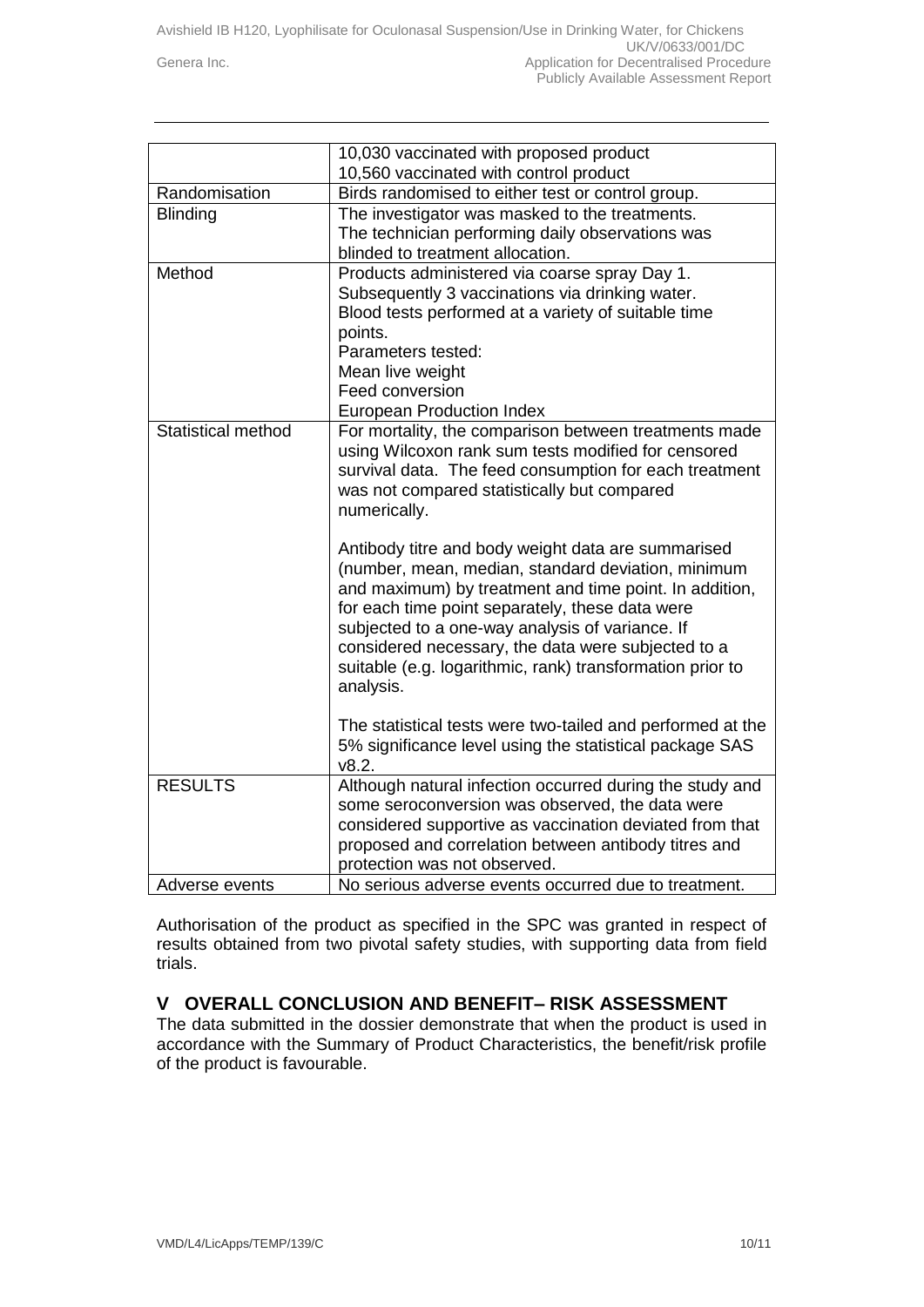| | |
|---|---|
| | 10,030 vaccinated with proposed product<br>10,560 vaccinated with control product |
| Randomisation | Birds randomised to either test or control group. |
| Blinding | The investigator was masked to the treatments.<br>The technician performing daily observations was blinded to treatment allocation. |
| Method | Products administered via coarse spray Day 1.<br>Subsequently 3 vaccinations via drinking water.<br>Blood tests performed at a variety of suitable time points.<br>Parameters tested:<br>Mean live weight<br>Feed conversion<br>European Production Index |
| Statistical method | For mortality, the comparison between treatments made using Wilcoxon rank sum tests modified for censored survival data. The feed consumption for each treatment was not compared statistically but compared numerically.<br><br>Antibody titre and body weight data are summarised (number, mean, median, standard deviation, minimum and maximum) by treatment and time point. In addition, for each time point separately, these data were subjected to a one-way analysis of variance. If considered necessary, the data were subjected to a suitable (e.g. logarithmic, rank) transformation prior to analysis.<br><br>The statistical tests were two-tailed and performed at the 5% significance level using the statistical package SAS v8.2. |
| RESULTS | Although natural infection occurred during the study and some seroconversion was observed, the data were considered supportive as vaccination deviated from that proposed and correlation between antibody titres and protection was not observed. |
| Adverse events | No serious adverse events occurred due to treatment. |

Authorisation of the product as specified in the SPC was granted in respect of results obtained from two pivotal safety studies, with supporting data from field trials.

## V OVERALL CONCLUSION AND BENEFIT– RISK ASSESSMENT

The data submitted in the dossier demonstrate that when the product is used in accordance with the Summary of Product Characteristics, the benefit/risk profile of the product is favourable.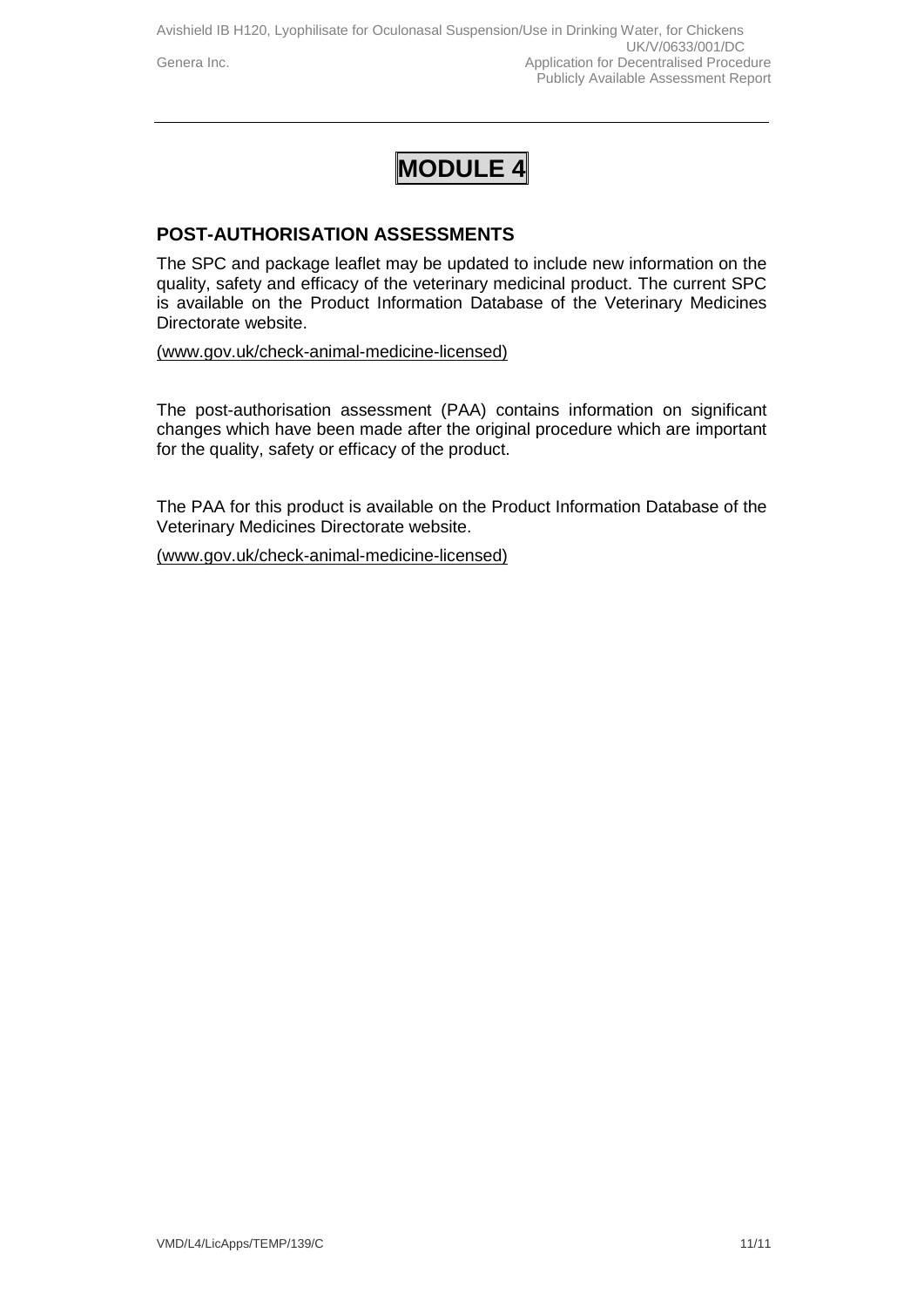# MODULE 4

## POST-AUTHORISATION ASSESSMENTS

The SPC and package leaflet may be updated to include new information on the quality, safety and efficacy of the veterinary medicinal product. The current SPC is available on the Product Information Database of the Veterinary Medicines Directorate website.

(www.gov.uk/check-animal-medicine-licensed)

The post-authorisation assessment (PAA) contains information on significant changes which have been made after the original procedure which are important for the quality, safety or efficacy of the product.

The PAA for this product is available on the Product Information Database of the Veterinary Medicines Directorate website.

(www.gov.uk/check-animal-medicine-licensed)